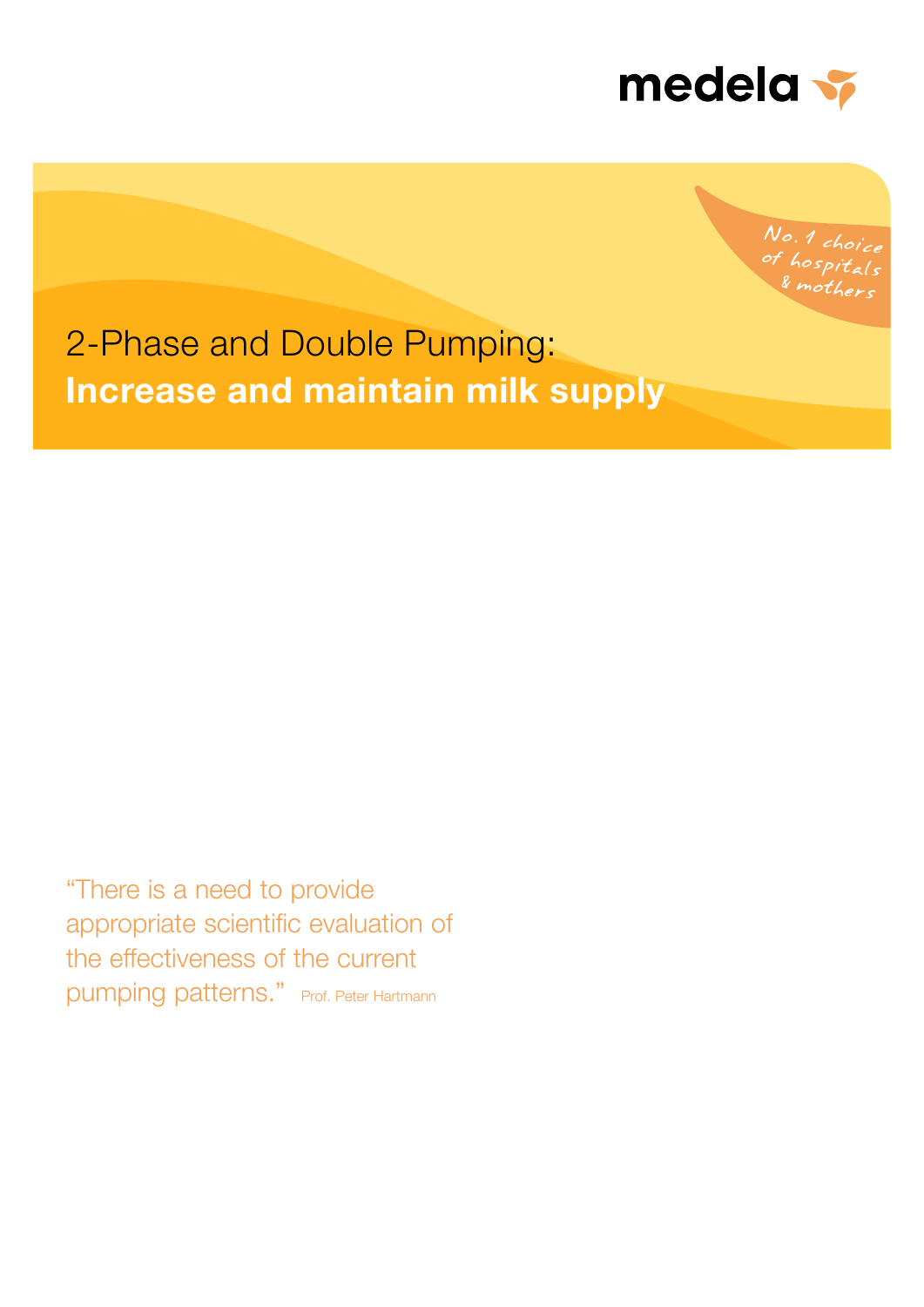medela

No. 1 choice of hospitals & mothers

# 2-Phase and Double Pumping: **Increase and maintain milk supply**

"There is a need to provide appropriate scientific evaluation of the effectiveness of the current pumping patterns." Prof. Peter Hartmann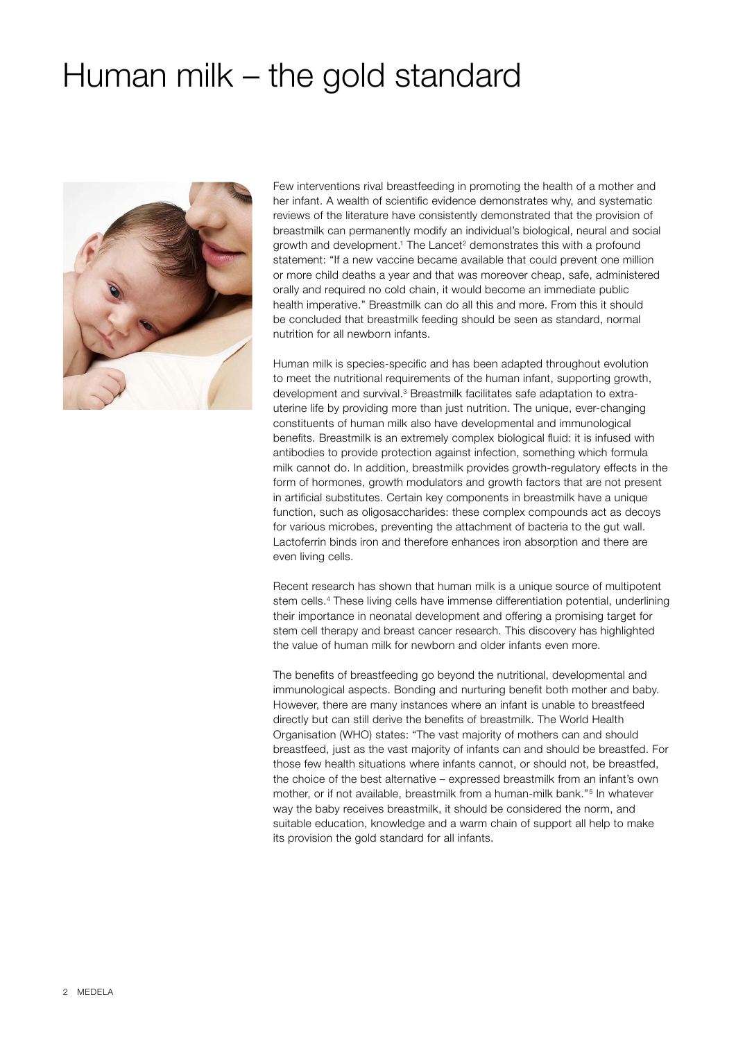# Human milk – the gold standard

Few interventions rival breastfeeding in promoting the health of a mother and her infant. A wealth of scientific evidence demonstrates why, and systematic reviews of the literature have consistently demonstrated that the provision of breastmilk can permanently modify an individual's biological, neural and social growth and development.[1] The Lancet[2] demonstrates this with a profound statement: "If a new vaccine became available that could prevent one million or more child deaths a year and that was moreover cheap, safe, administered orally and required no cold chain, it would become an immediate public health imperative." Breastmilk can do all this and more. From this it should be concluded that breastmilk feeding should be seen as standard, normal nutrition for all newborn infants.

Human milk is species-specific and has been adapted throughout evolution to meet the nutritional requirements of the human infant, supporting growth, development and survival.[3] Breastmilk facilitates safe adaptation to extra-uterine life by providing more than just nutrition. The unique, ever-changing constituents of human milk also have developmental and immunological benefits. Breastmilk is an extremely complex biological fluid: it is infused with antibodies to provide protection against infection, something which formula milk cannot do. In addition, breastmilk provides growth-regulatory effects in the form of hormones, growth modulators and growth factors that are not present in artificial substitutes. Certain key components in breastmilk have a unique function, such as oligosaccharides: these complex compounds act as decoys for various microbes, preventing the attachment of bacteria to the gut wall. Lactoferrin binds iron and therefore enhances iron absorption and there are even living cells.

Recent research has shown that human milk is a unique source of multipotent stem cells.[4] These living cells have immense differentiation potential, underlining their importance in neonatal development and offering a promising target for stem cell therapy and breast cancer research. This discovery has highlighted the value of human milk for newborn and older infants even more.

The benefits of breastfeeding go beyond the nutritional, developmental and immunological aspects. Bonding and nurturing benefit both mother and baby. However, there are many instances where an infant is unable to breastfeed directly but can still derive the benefits of breastmilk. The World Health Organisation (WHO) states: "The vast majority of mothers can and should breastfeed, just as the vast majority of infants can and should be breastfed. For those few health situations where infants cannot, or should not, be breastfed, the choice of the best alternative – expressed breastmilk from an infant's own mother, or if not available, breastmilk from a human-milk bank."[5] In whatever way the baby receives breastmilk, it should be considered the norm, and suitable education, knowledge and a warm chain of support all help to make its provision the gold standard for all infants.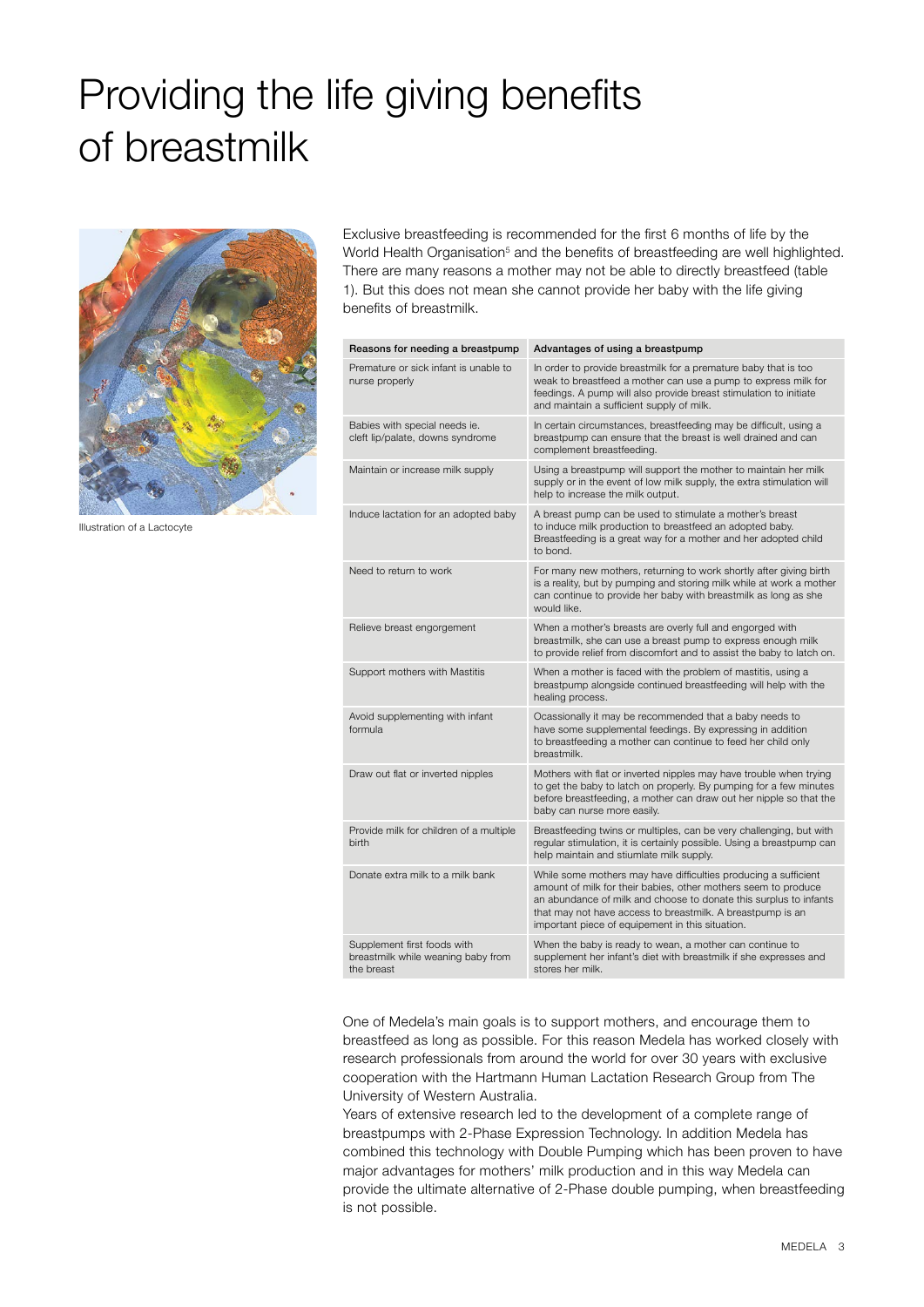# Providing the life giving benefits of breastmilk

Illustration of a Lactocyte

Exclusive breastfeeding is recommended for the first 6 months of life by the World Health Organisation[5] and the benefits of breastfeeding are well highlighted. There are many reasons a mother may not be able to directly breastfeed (table 1). But this does not mean she cannot provide her baby with the life giving benefits of breastmilk.

| Reasons for needing a breastpump | Advantages of using a breastpump |
|---|---|
| Premature or sick infant is unable to nurse properly | In order to provide breastmilk for a premature baby that is too weak to breastfeed a mother can use a pump to express milk for feedings. A pump will also provide breast stimulation to initiate and maintain a sufficient supply of milk. |
| Babies with special needs ie. cleft lip/palate, downs syndrome | In certain circumstances, breastfeeding may be difficult, using a breastpump can ensure that the breast is well drained and can complement breastfeeding. |
| Maintain or increase milk supply | Using a breastpump will support the mother to maintain her milk supply or in the event of low milk supply, the extra stimulation will help to increase the milk output. |
| Induce lactation for an adopted baby | A breast pump can be used to stimulate a mother's breast to induce milk production to breastfeed an adopted baby. Breastfeeding is a great way for a mother and her adopted child to bond. |
| Need to return to work | For many new mothers, returning to work shortly after giving birth is a reality, but by pumping and storing milk while at work a mother can continue to provide her baby with breastmilk as long as she would like. |
| Relieve breast engorgement | When a mother's breasts are overly full and engorged with breastmilk, she can use a breast pump to express enough milk to provide relief from discomfort and to assist the baby to latch on. |
| Support mothers with Mastitis | When a mother is faced with the problem of mastitis, using a breastpump alongside continued breastfeeding will help with the healing process. |
| Avoid supplementing with infant formula | Ocassionally it may be recommended that a baby needs to have some supplemental feedings. By expressing in addition to breastfeeding a mother can continue to feed her child only breastmilk. |
| Draw out flat or inverted nipples | Mothers with flat or inverted nipples may have trouble when trying to get the baby to latch on properly. By pumping for a few minutes before breastfeeding, a mother can draw out her nipple so that the baby can nurse more easily. |
| Provide milk for children of a multiple birth | Breastfeeding twins or multiples, can be very challenging, but with regular stimulation, it is certainly possible. Using a breastpump can help maintain and stiumlate milk supply. |
| Donate extra milk to a milk bank | While some mothers may have difficulties producing a sufficient amount of milk for their babies, other mothers seem to produce an abundance of milk and choose to donate this surplus to infants that may not have access to breastmilk. A breastpump is an important piece of equipement in this situation. |
| Supplement first foods with breastmilk while weaning baby from the breast | When the baby is ready to wean, a mother can continue to supplement her infant's diet with breastmilk if she expresses and stores her milk. |

One of Medela's main goals is to support mothers, and encourage them to breastfeed as long as possible. For this reason Medela has worked closely with research professionals from around the world for over 30 years with exclusive cooperation with the Hartmann Human Lactation Research Group from The University of Western Australia.

Years of extensive research led to the development of a complete range of breastpumps with 2-Phase Expression Technology. In addition Medela has combined this technology with Double Pumping which has been proven to have major advantages for mothers' milk production and in this way Medela can provide the ultimate alternative of 2-Phase double pumping, when breastfeeding is not possible.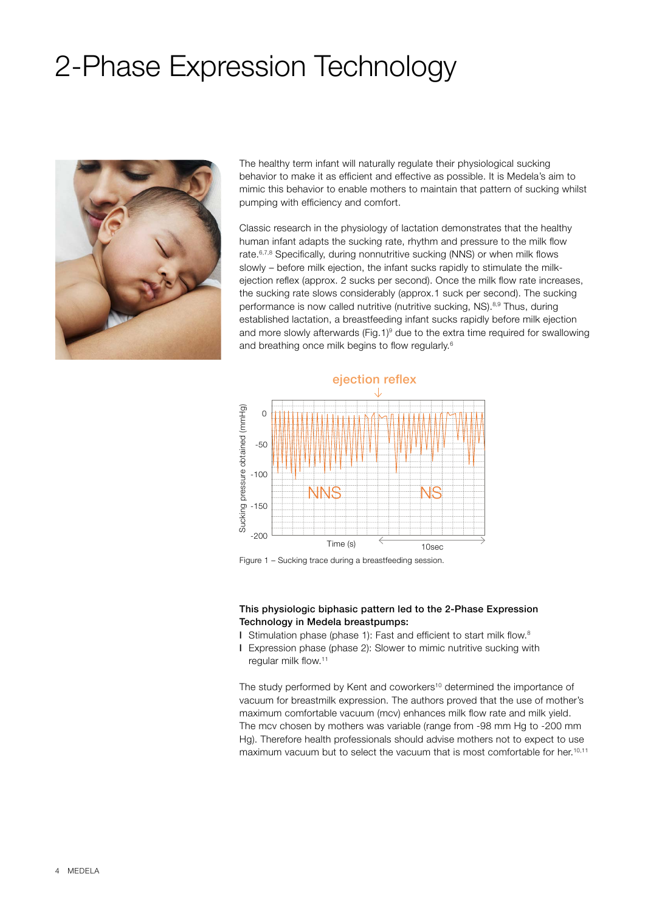# 2-Phase Expression Technology

The healthy term infant will naturally regulate their physiological sucking behavior to make it as efficient and effective as possible. It is Medela's aim to mimic this behavior to enable mothers to maintain that pattern of sucking whilst pumping with efficiency and comfort.

Classic research in the physiology of lactation demonstrates that the healthy human infant adapts the sucking rate, rhythm and pressure to the milk flow rate.[6,7,8] Specifically, during nonnutritive sucking (NNS) or when milk flows slowly – before milk ejection, the infant sucks rapidly to stimulate the milk-ejection reflex (approx. 2 sucks per second). Once the milk flow rate increases, the sucking rate slows considerably (approx.1 suck per second). The sucking performance is now called nutritive (nutritive sucking, NS).[8,9] Thus, during established lactation, a breastfeeding infant sucks rapidly before milk ejection and more slowly afterwards (Fig.1)[9] due to the extra time required for swallowing and breathing once milk begins to flow regularly.[6]

Figure 1 – Sucking trace during a breastfeeding session.

**This physiologic biphasic pattern led to the 2-Phase Expression Technology in Medela breastpumps:**

- Stimulation phase (phase 1): Fast and efficient to start milk flow.[8]
- Expression phase (phase 2): Slower to mimic nutritive sucking with regular milk flow.[11]

The study performed by Kent and coworkers[10] determined the importance of vacuum for breastmilk expression. The authors proved that the use of mother's maximum comfortable vacuum (mcv) enhances milk flow rate and milk yield. The mcv chosen by mothers was variable (range from -98 mm Hg to -200 mm Hg). Therefore health professionals should advise mothers not to expect to use maximum vacuum but to select the vacuum that is most comfortable for her.[10,11]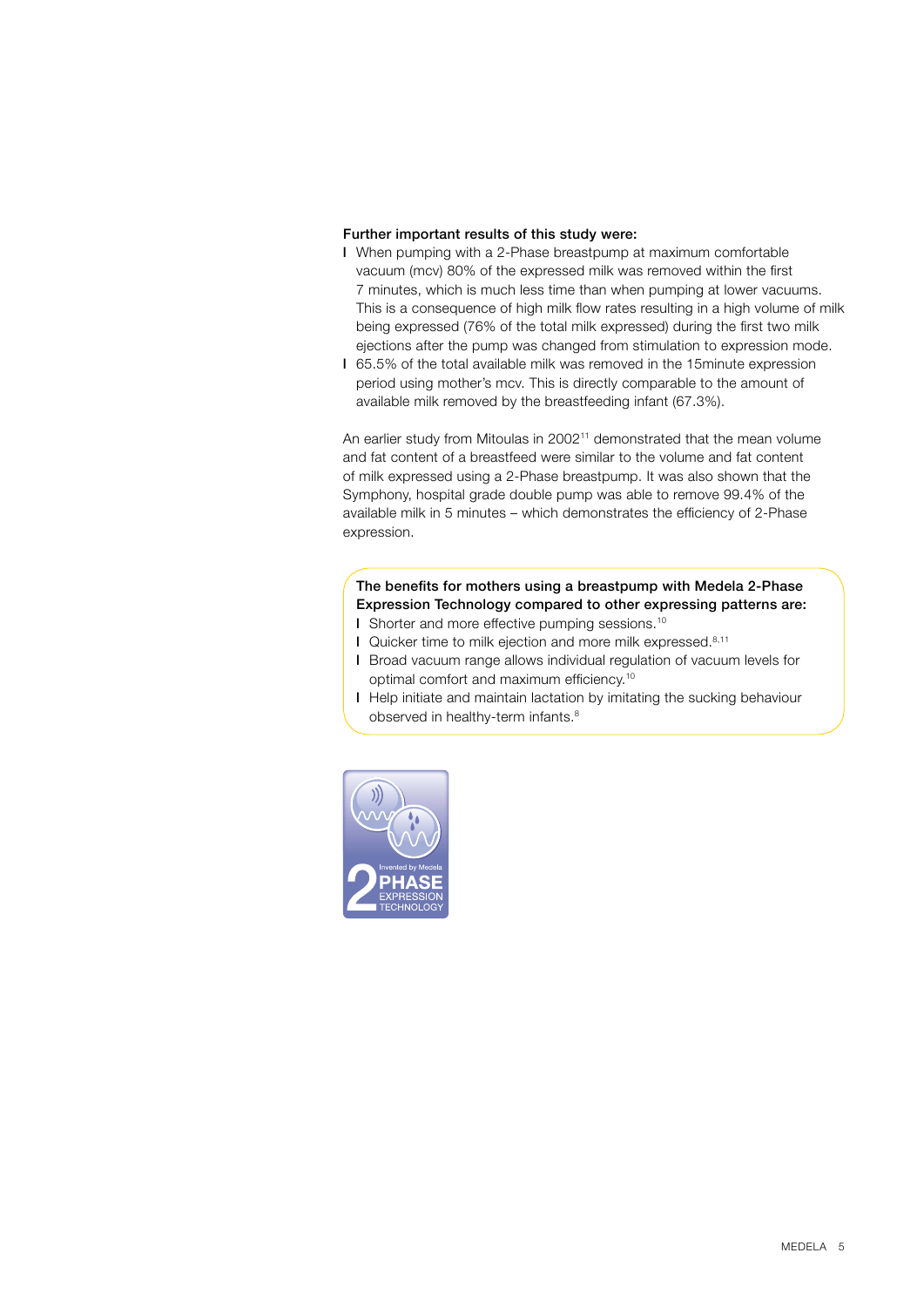**Further important results of this study were:**

- When pumping with a 2-Phase breastpump at maximum comfortable vacuum (mcv) 80% of the expressed milk was removed within the first 7 minutes, which is much less time than when pumping at lower vacuums. This is a consequence of high milk flow rates resulting in a high volume of milk being expressed (76% of the total milk expressed) during the first two milk ejections after the pump was changed from stimulation to expression mode.
- 65.5% of the total available milk was removed in the 15minute expression period using mother's mcv. This is directly comparable to the amount of available milk removed by the breastfeeding infant (67.3%).

An earlier study from Mitoulas in 2002[11] demonstrated that the mean volume and fat content of a breastfeed were similar to the volume and fat content of milk expressed using a 2-Phase breastpump. It was also shown that the Symphony, hospital grade double pump was able to remove 99.4% of the available milk in 5 minutes – which demonstrates the efficiency of 2-Phase expression.

**The benefits for mothers using a breastpump with Medela 2-Phase Expression Technology compared to other expressing patterns are:**

- Shorter and more effective pumping sessions.[10]
- Quicker time to milk ejection and more milk expressed.[8,11]
- Broad vacuum range allows individual regulation of vacuum levels for optimal comfort and maximum efficiency.[10]
- Help initiate and maintain lactation by imitating the sucking behaviour observed in healthy-term infants.[8]

Invented by Medela
2 PHASE EXPRESSION TECHNOLOGY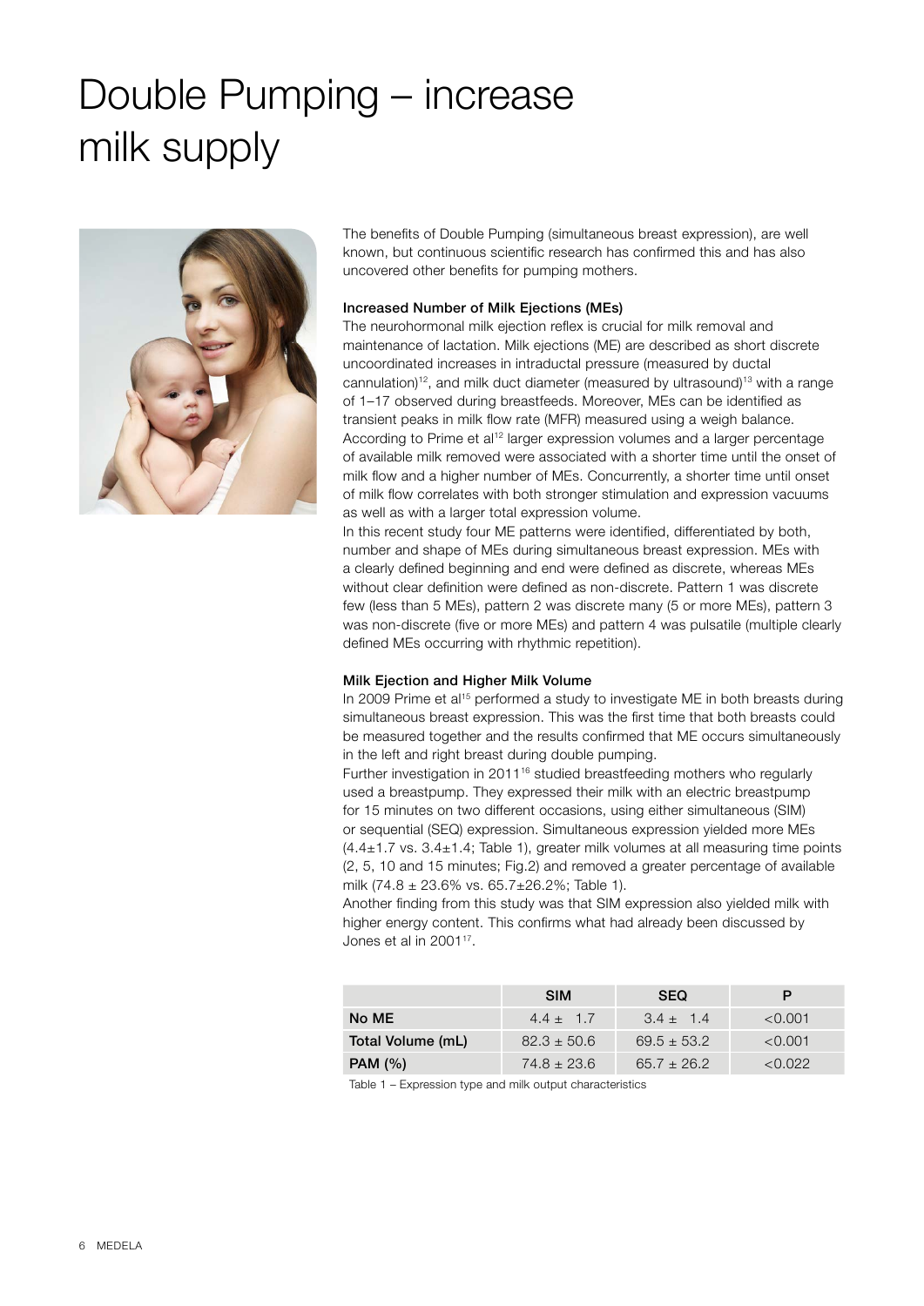# Double Pumping – increase milk supply

The benefits of Double Pumping (simultaneous breast expression), are well known, but continuous scientific research has confirmed this and has also uncovered other benefits for pumping mothers.

### Increased Number of Milk Ejections (MEs)

The neurohormonal milk ejection reflex is crucial for milk removal and maintenance of lactation. Milk ejections (ME) are described as short discrete uncoordinated increases in intraductal pressure (measured by ductal cannulation)[12], and milk duct diameter (measured by ultrasound)[13] with a range of 1–17 observed during breastfeeds. Moreover, MEs can be identified as transient peaks in milk flow rate (MFR) measured using a weigh balance. According to Prime et al[12] larger expression volumes and a larger percentage of available milk removed were associated with a shorter time until the onset of milk flow and a higher number of MEs. Concurrently, a shorter time until onset of milk flow correlates with both stronger stimulation and expression vacuums as well as with a larger total expression volume.

In this recent study four ME patterns were identified, differentiated by both, number and shape of MEs during simultaneous breast expression. MEs with a clearly defined beginning and end were defined as discrete, whereas MEs without clear definition were defined as non-discrete. Pattern 1 was discrete few (less than 5 MEs), pattern 2 was discrete many (5 or more MEs), pattern 3 was non-discrete (five or more MEs) and pattern 4 was pulsatile (multiple clearly defined MEs occurring with rhythmic repetition).

### Milk Ejection and Higher Milk Volume

In 2009 Prime et al[15] performed a study to investigate ME in both breasts during simultaneous breast expression. This was the first time that both breasts could be measured together and the results confirmed that ME occurs simultaneously in the left and right breast during double pumping.

Further investigation in 2011[16] studied breastfeeding mothers who regularly used a breastpump. They expressed their milk with an electric breastpump for 15 minutes on two different occasions, using either simultaneous (SIM) or sequential (SEQ) expression. Simultaneous expression yielded more MEs (4.4±1.7 vs. 3.4±1.4; Table 1), greater milk volumes at all measuring time points (2, 5, 10 and 15 minutes; Fig.2) and removed a greater percentage of available milk (74.8 ± 23.6% vs. 65.7±26.2%; Table 1).

Another finding from this study was that SIM expression also yielded milk with higher energy content. This confirms what had already been discussed by Jones et al in 2001[17].

| | SIM | SEQ | P |
|---|---|---|---|
| **No ME** | 4.4 ± 1.7 | 3.4 ± 1.4 | <0.001 |
| **Total Volume (mL)** | 82.3 ± 50.6 | 69.5 ± 53.2 | <0.001 |
| **PAM (%)** | 74.8 ± 23.6 | 65.7 ± 26.2 | <0.022 |

Table 1 – Expression type and milk output characteristics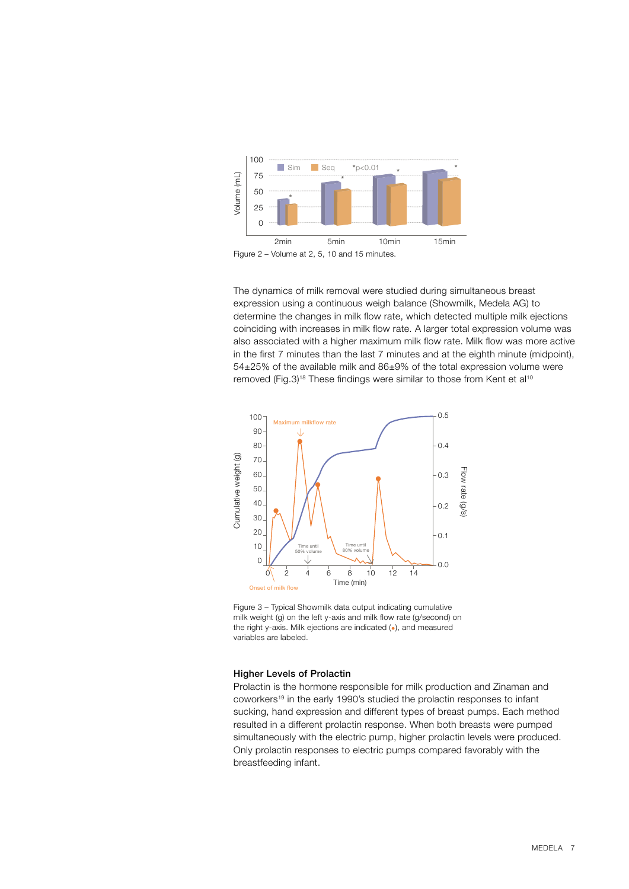Figure 2 – Volume at 2, 5, 10 and 15 minutes.

The dynamics of milk removal were studied during simultaneous breast expression using a continuous weigh balance (Showmilk, Medela AG) to determine the changes in milk flow rate, which detected multiple milk ejections coinciding with increases in milk flow rate. A larger total expression volume was also associated with a higher maximum milk flow rate. Milk flow was more active in the first 7 minutes than the last 7 minutes and at the eighth minute (midpoint), 54±25% of the available milk and 86±9% of the total expression volume were removed (Fig.3)[18] These findings were similar to those from Kent et al[10]

Figure 3 – Typical Showmilk data output indicating cumulative milk weight (g) on the left y-axis and milk flow rate (g/second) on the right y-axis. Milk ejections are indicated (●), and measured variables are labeled.

### Higher Levels of Prolactin

Prolactin is the hormone responsible for milk production and Zinaman and coworkers[19] in the early 1990's studied the prolactin responses to infant sucking, hand expression and different types of breast pumps. Each method resulted in a different prolactin response. When both breasts were pumped simultaneously with the electric pump, higher prolactin levels were produced. Only prolactin responses to electric pumps compared favorably with the breastfeeding infant.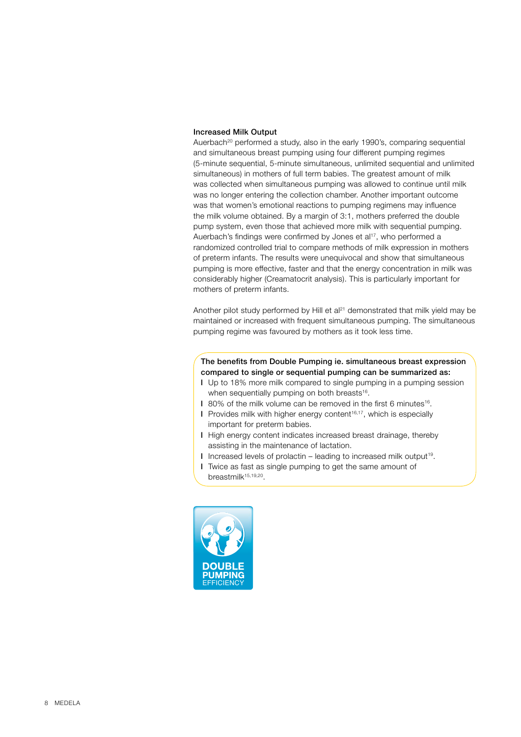### Increased Milk Output

Auerbach[20] performed a study, also in the early 1990's, comparing sequential and simultaneous breast pumping using four different pumping regimes (5-minute sequential, 5-minute simultaneous, unlimited sequential and unlimited simultaneous) in mothers of full term babies. The greatest amount of milk was collected when simultaneous pumping was allowed to continue until milk was no longer entering the collection chamber. Another important outcome was that women's emotional reactions to pumping regimens may influence the milk volume obtained. By a margin of 3:1, mothers preferred the double pump system, even those that achieved more milk with sequential pumping. Auerbach's findings were confirmed by Jones et al[17], who performed a randomized controlled trial to compare methods of milk expression in mothers of preterm infants. The results were unequivocal and show that simultaneous pumping is more effective, faster and that the energy concentration in milk was considerably higher (Creamatocrit analysis). This is particularly important for mothers of preterm infants.

Another pilot study performed by Hill et al[21] demonstrated that milk yield may be maintained or increased with frequent simultaneous pumping. The simultaneous pumping regime was favoured by mothers as it took less time.

**The benefits from Double Pumping ie. simultaneous breast expression compared to single or sequential pumping can be summarized as:**

- Up to 18% more milk compared to single pumping in a pumping session when sequentially pumping on both breasts[16].
- 80% of the milk volume can be removed in the first 6 minutes[16].
- Provides milk with higher energy content[16,17], which is especially important for preterm babies.
- High energy content indicates increased breast drainage, thereby assisting in the maintenance of lactation.
- Increased levels of prolactin – leading to increased milk output[19].
- Twice as fast as single pumping to get the same amount of breastmilk[15,19,20].

DOUBLE PUMPING EFFICIENCY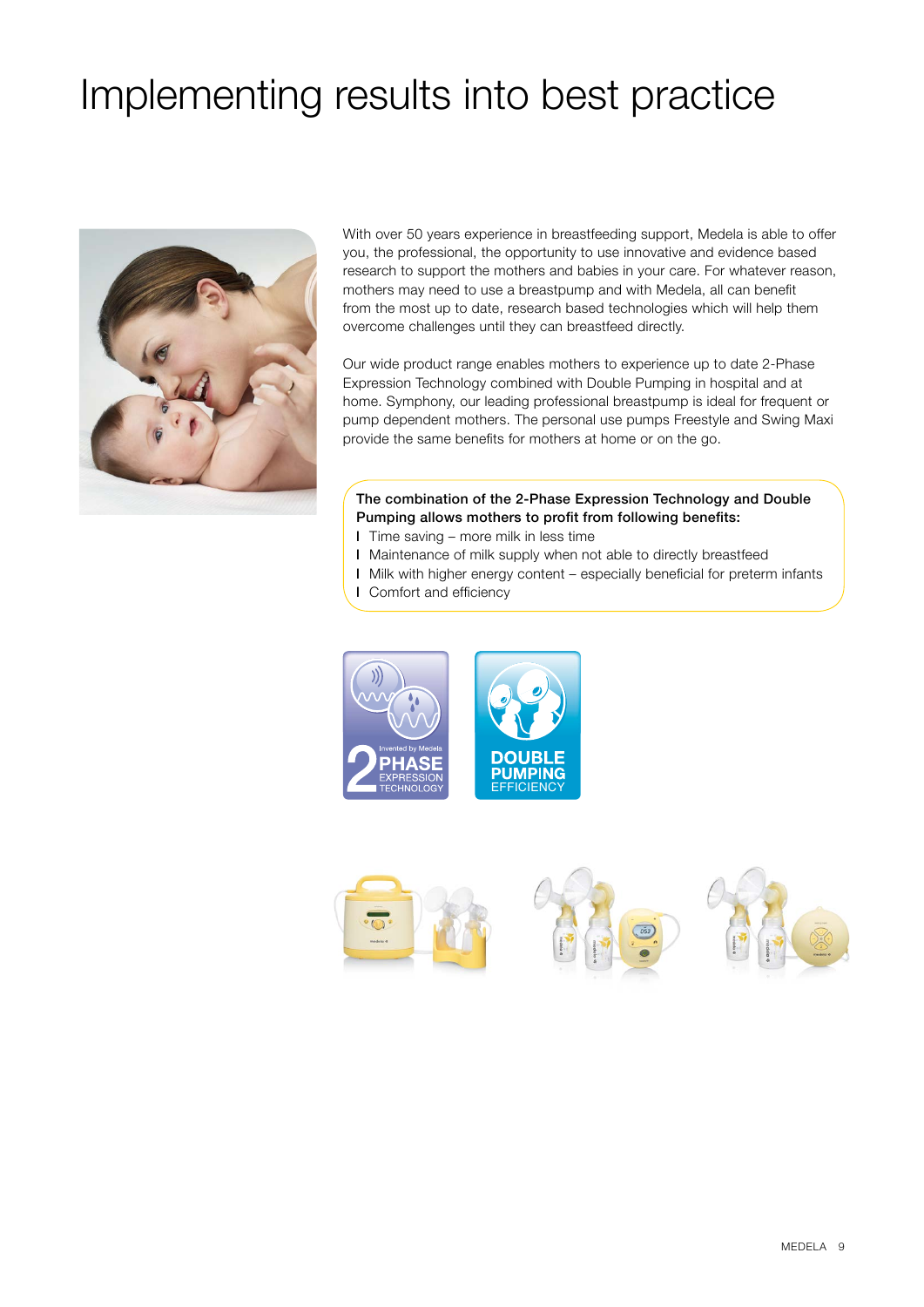# Implementing results into best practice

With over 50 years experience in breastfeeding support, Medela is able to offer you, the professional, the opportunity to use innovative and evidence based research to support the mothers and babies in your care. For whatever reason, mothers may need to use a breastpump and with Medela, all can benefit from the most up to date, research based technologies which will help them overcome challenges until they can breastfeed directly.

Our wide product range enables mothers to experience up to date 2-Phase Expression Technology combined with Double Pumping in hospital and at home. Symphony, our leading professional breastpump is ideal for frequent or pump dependent mothers. The personal use pumps Freestyle and Swing Maxi provide the same benefits for mothers at home or on the go.

**The combination of the 2-Phase Expression Technology and Double Pumping allows mothers to profit from following benefits:**

- Time saving – more milk in less time
- Maintenance of milk supply when not able to directly breastfeed
- Milk with higher energy content – especially beneficial for preterm infants
- Comfort and efficiency

Invented by Medela 2 PHASE EXPRESSION TECHNOLOGY

DOUBLE PUMPING EFFICIENCY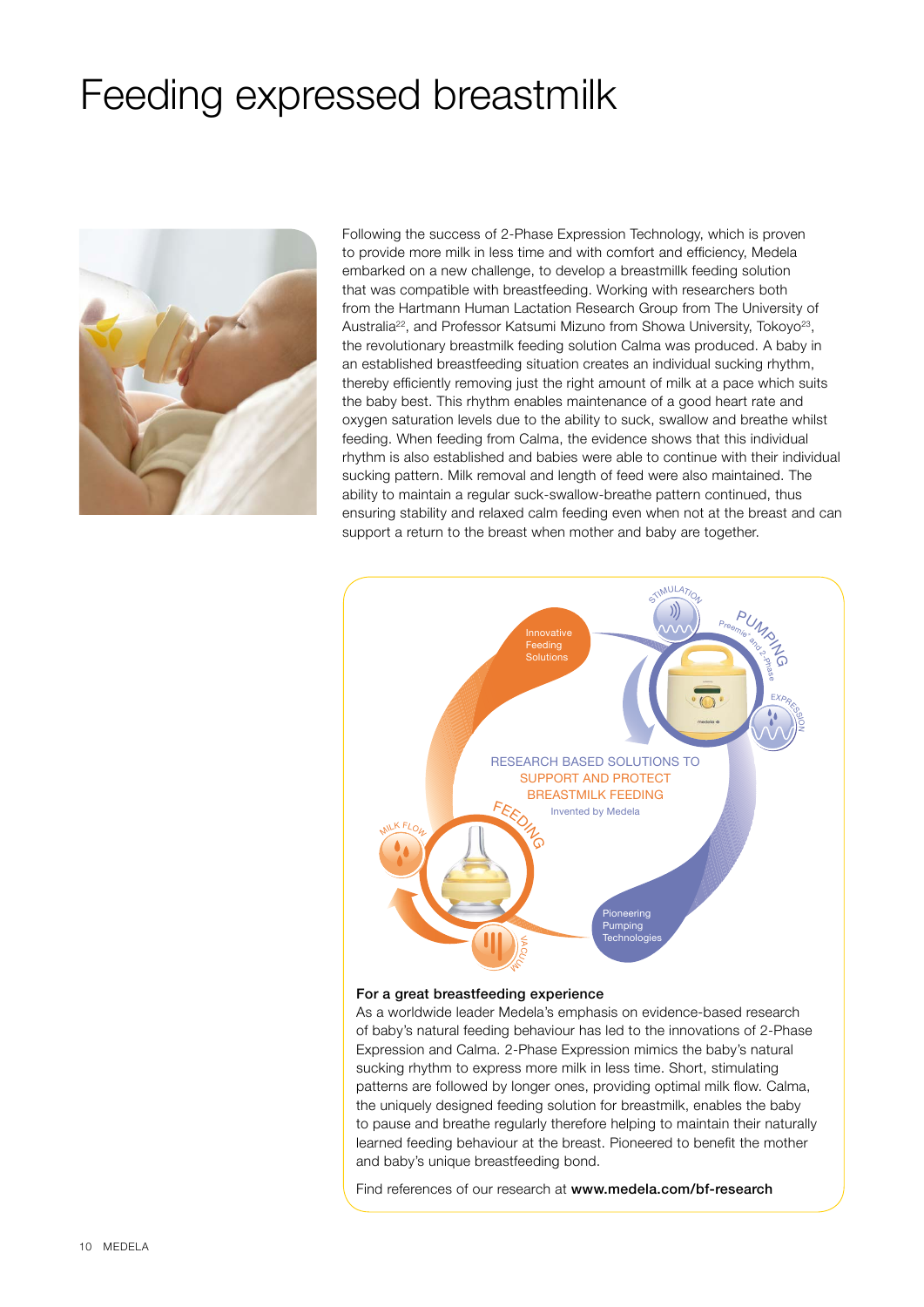# Feeding expressed breastmilk

Following the success of 2-Phase Expression Technology, which is proven to provide more milk in less time and with comfort and efficiency, Medela embarked on a new challenge, to develop a breastmillk feeding solution that was compatible with breastfeeding. Working with researchers both from the Hartmann Human Lactation Research Group from The University of Australia[22], and Professor Katsumi Mizuno from Showa University, Tokoyo[23], the revolutionary breastmilk feeding solution Calma was produced. A baby in an established breastfeeding situation creates an individual sucking rhythm, thereby efficiently removing just the right amount of milk at a pace which suits the baby best. This rhythm enables maintenance of a good heart rate and oxygen saturation levels due to the ability to suck, swallow and breathe whilst feeding. When feeding from Calma, the evidence shows that this individual rhythm is also established and babies were able to continue with their individual sucking pattern. Milk removal and length of feed were also maintained. The ability to maintain a regular suck-swallow-breathe pattern continued, thus ensuring stability and relaxed calm feeding even when not at the breast and can support a return to the breast when mother and baby are together.

Innovative Feeding Solutions

STIMULATION

PUMPING

Preemie+ and 2-Phase

EXPRESSION

RESEARCH BASED SOLUTIONS TO SUPPORT AND PROTECT BREASTMILK FEEDING

Invented by Medela

FEEDING

MILK FLOW

VACUUM

Pioneering Pumping Technologies

**For a great breastfeeding experience**

As a worldwide leader Medela's emphasis on evidence-based research of baby's natural feeding behaviour has led to the innovations of 2-Phase Expression and Calma. 2-Phase Expression mimics the baby's natural sucking rhythm to express more milk in less time. Short, stimulating patterns are followed by longer ones, providing optimal milk flow. Calma, the uniquely designed feeding solution for breastmilk, enables the baby to pause and breathe regularly therefore helping to maintain their naturally learned feeding behaviour at the breast. Pioneered to benefit the mother and baby's unique breastfeeding bond.

Find references of our research at **www.medela.com/bf-research**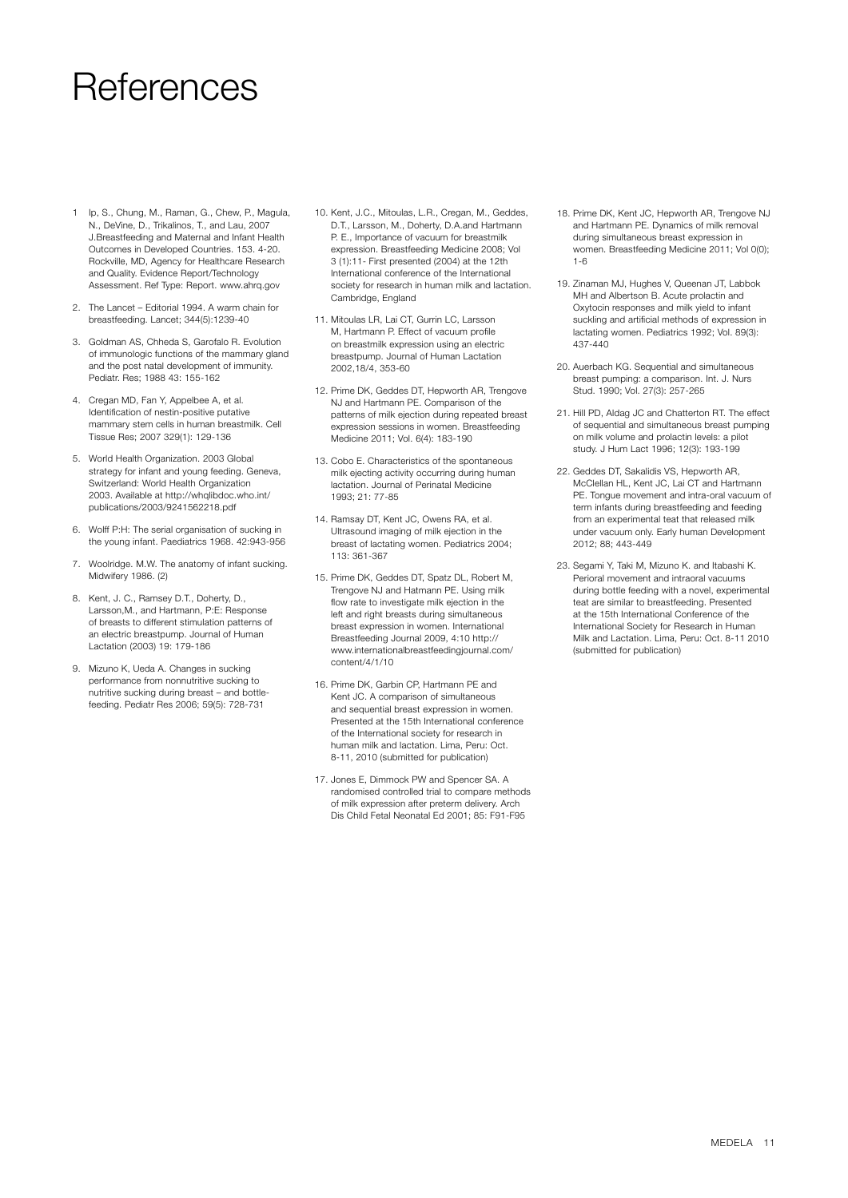# References

1 Ip, S., Chung, M., Raman, G., Chew, P., Magula, N., DeVine, D., Trikalinos, T., and Lau, 2007 J.Breastfeeding and Maternal and Infant Health Outcomes in Developed Countries. 153. 4-20. Rockville, MD, Agency for Healthcare Research and Quality. Evidence Report/Technology Assessment. Ref Type: Report. www.ahrq.gov

2. The Lancet – Editorial 1994. A warm chain for breastfeeding. Lancet; 344(5):1239-40

3. Goldman AS, Chheda S, Garofalo R. Evolution of immunologic functions of the mammary gland and the post natal development of immunity. Pediatr. Res; 1988 43: 155-162

4. Cregan MD, Fan Y, Appelbee A, et al. Identification of nestin-positive putative mammary stem cells in human breastmilk. Cell Tissue Res; 2007 329(1): 129-136

5. World Health Organization. 2003 Global strategy for infant and young feeding. Geneva, Switzerland: World Health Organization 2003. Available at http://whqlibdoc.who.int/publications/2003/9241562218.pdf

6. Wolff P:H: The serial organisation of sucking in the young infant. Paediatrics 1968. 42:943-956

7. Woolridge. M.W. The anatomy of infant sucking. Midwifery 1986. (2)

8. Kent, J. C., Ramsey D.T., Doherty, D., Larsson,M., and Hartmann, P:E: Response of breasts to different stimulation patterns of an electric breastpump. Journal of Human Lactation (2003) 19: 179-186

9. Mizuno K, Ueda A. Changes in sucking performance from nonnutritive sucking to nutritive sucking during breast – and bottle-feeding. Pediatr Res 2006; 59(5): 728-731

10. Kent, J.C., Mitoulas, L.R., Cregan, M., Geddes, D.T., Larsson, M., Doherty, D.A.and Hartmann P. E., Importance of vacuum for breastmilk expression. Breastfeeding Medicine 2008; Vol 3 (1):11- First presented (2004) at the 12th International conference of the International society for research in human milk and lactation. Cambridge, England

11. Mitoulas LR, Lai CT, Gurrin LC, Larsson M, Hartmann P. Effect of vacuum profile on breastmilk expression using an electric breastpump. Journal of Human Lactation 2002,18/4, 353-60

12. Prime DK, Geddes DT, Hepworth AR, Trengove NJ and Hartmann PE. Comparison of the patterns of milk ejection during repeated breast expression sessions in women. Breastfeeding Medicine 2011; Vol. 6(4): 183-190

13. Cobo E. Characteristics of the spontaneous milk ejecting activity occurring during human lactation. Journal of Perinatal Medicine 1993; 21: 77-85

14. Ramsay DT, Kent JC, Owens RA, et al. Ultrasound imaging of milk ejection in the breast of lactating women. Pediatrics 2004; 113: 361-367

15. Prime DK, Geddes DT, Spatz DL, Robert M, Trengove NJ and Hatmann PE. Using milk flow rate to investigate milk ejection in the left and right breasts during simultaneous breast expression in women. International Breastfeeding Journal 2009, 4:10 http://www.internationalbreastfeedingjournal.com/content/4/1/10

16. Prime DK, Garbin CP, Hartmann PE and Kent JC. A comparison of simultaneous and sequential breast expression in women. Presented at the 15th International conference of the International society for research in human milk and lactation. Lima, Peru: Oct. 8-11, 2010 (submitted for publication)

17. Jones E, Dimmock PW and Spencer SA. A randomised controlled trial to compare methods of milk expression after preterm delivery. Arch Dis Child Fetal Neonatal Ed 2001; 85: F91-F95

18. Prime DK, Kent JC, Hepworth AR, Trengove NJ and Hartmann PE. Dynamics of milk removal during simultaneous breast expression in women. Breastfeeding Medicine 2011; Vol 0(0); 1-6

19. Zinaman MJ, Hughes V, Queenan JT, Labbok MH and Albertson B. Acute prolactin and Oxytocin responses and milk yield to infant suckling and artificial methods of expression in lactating women. Pediatrics 1992; Vol. 89(3): 437-440

20. Auerbach KG. Sequential and simultaneous breast pumping: a comparison. Int. J. Nurs Stud. 1990; Vol. 27(3): 257-265

21. Hill PD, Aldag JC and Chatterton RT. The effect of sequential and simultaneous breast pumping on milk volume and prolactin levels: a pilot study. J Hum Lact 1996; 12(3): 193-199

22. Geddes DT, Sakalidis VS, Hepworth AR, McClellan HL, Kent JC, Lai CT and Hartmann PE. Tongue movement and intra-oral vacuum of term infants during breastfeeding and feeding from an experimental teat that released milk under vacuum only. Early human Development 2012; 88; 443-449

23. Segami Y, Taki M, Mizuno K. and Itabashi K. Perioral movement and intraoral vacuums during bottle feeding with a novel, experimental teat are similar to breastfeeding. Presented at the 15th International Conference of the International Society for Research in Human Milk and Lactation. Lima, Peru: Oct. 8-11 2010 (submitted for publication)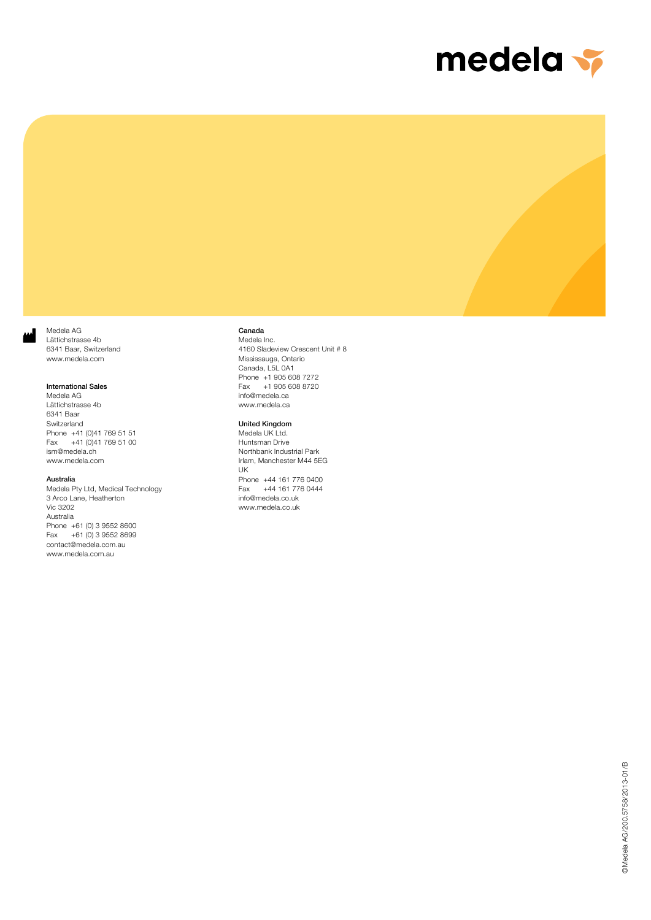Medela AG
Lättichstrasse 4b
6341 Baar, Switzerland
www.medela.com

**International Sales**
Medela AG
Lättichstrasse 4b
6341 Baar
Switzerland
Phone +41 (0)41 769 51 51
Fax +41 (0)41 769 51 00
ism@medela.ch
www.medela.com

**Australia**
Medela Pty Ltd, Medical Technology
3 Arco Lane, Heatherton
Vic 3202
Australia
Phone +61 (0) 3 9552 8600
Fax +61 (0) 3 9552 8699
contact@medela.com.au
www.medela.com.au

**Canada**
Medela Inc.
4160 Sladeview Crescent Unit # 8
Mississauga, Ontario
Canada, L5L 0A1
Phone +1 905 608 7272
Fax +1 905 608 8720
info@medela.ca
www.medela.ca

**United Kingdom**
Medela UK Ltd.
Huntsman Drive
Northbank Industrial Park
Irlam, Manchester M44 5EG
UK
Phone +44 161 776 0400
Fax +44 161 776 0444
info@medela.co.uk
www.medela.co.uk

©Medela AG/200.5758/2013-01/B